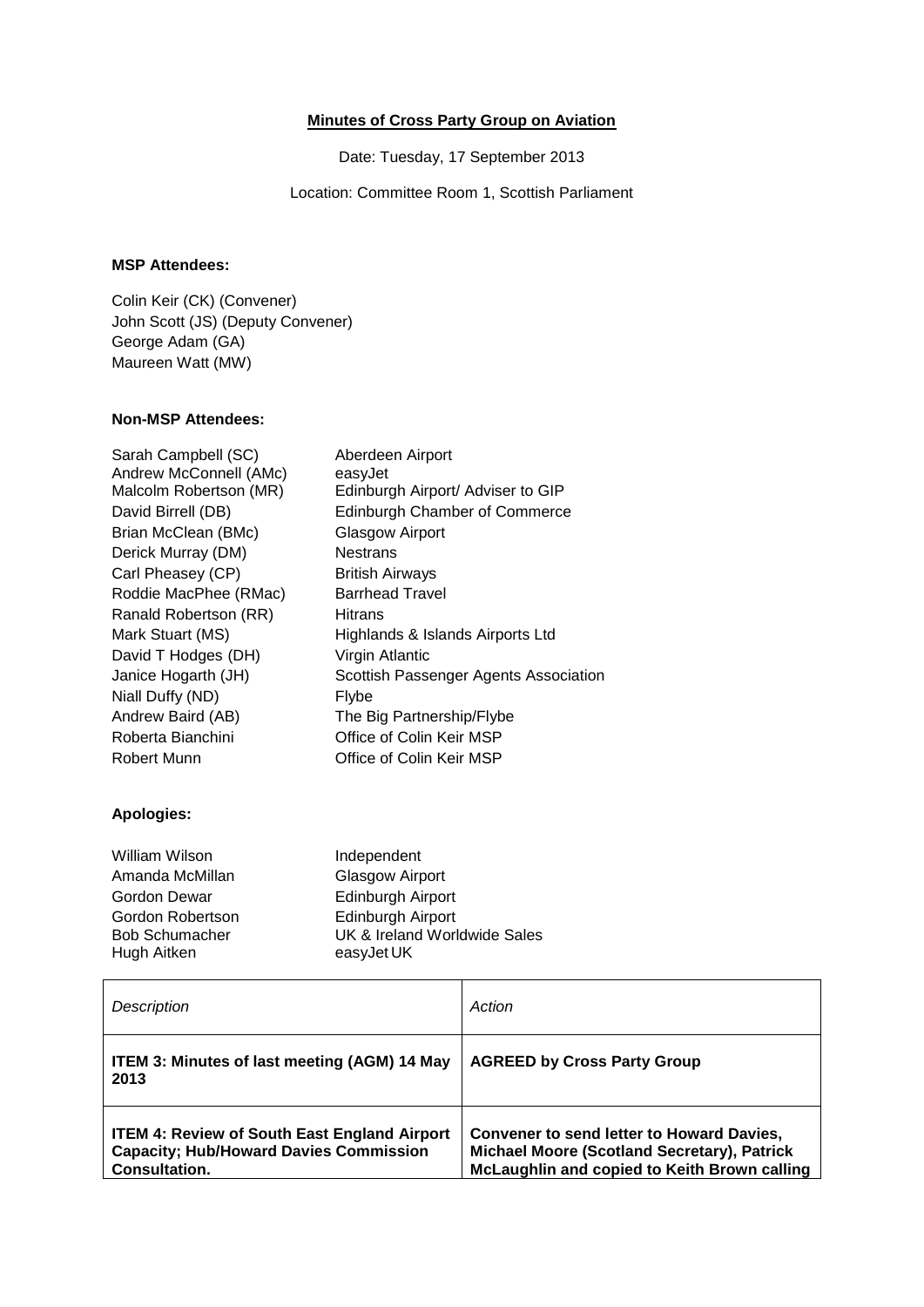**Minutes of Cross Party Group on Aviation**

Date: Tuesday, 17 September 2013

Location: Committee Room 1, Scottish Parliament

**MSP Attendees:**

Colin Keir (CK) (Convener)
John Scott (JS) (Deputy Convener)
George Adam (GA)
Maureen Watt (MW)

**Non-MSP Attendees:**

| | |
|---|---|
| Sarah Campbell (SC) | Aberdeen Airport |
| Andrew McConnell (AMc) | easyJet |
| Malcolm Robertson (MR) | Edinburgh Airport/ Adviser to GIP |
| David Birrell (DB) | Edinburgh Chamber of Commerce |
| Brian McClean (BMc) | Glasgow Airport |
| Derick Murray (DM) | Nestrans |
| Carl Pheasey (CP) | British Airways |
| Roddie MacPhee (RMac) | Barrhead Travel |
| Ranald Robertson (RR) | Hitrans |
| Mark Stuart (MS) | Highlands & Islands Airports Ltd |
| David T Hodges (DH) | Virgin Atlantic |
| Janice Hogarth (JH) | Scottish Passenger Agents Association |
| Niall Duffy (ND) | Flybe |
| Andrew Baird (AB) | The Big Partnership/Flybe |
| Roberta Bianchini | Office of Colin Keir MSP |
| Robert Munn | Office of Colin Keir MSP |

**Apologies:**

| | |
|---|---|
| William Wilson | Independent |
| Amanda McMillan | Glasgow Airport |
| Gordon Dewar | Edinburgh Airport |
| Gordon Robertson | Edinburgh Airport |
| Bob Schumacher | UK & Ireland Worldwide Sales |
| Hugh Aitken | easyJet UK |

| *Description* | *Action* |
|---|---|
| **ITEM 3: Minutes of last meeting (AGM) 14 May 2013** | **AGREED by Cross Party Group** |
| **ITEM 4: Review of South East England Airport Capacity; Hub/Howard Davies Commission Consultation.** | **Convener to send letter to Howard Davies, Michael Moore (Scotland Secretary), Patrick McLaughlin and copied to Keith Brown calling** |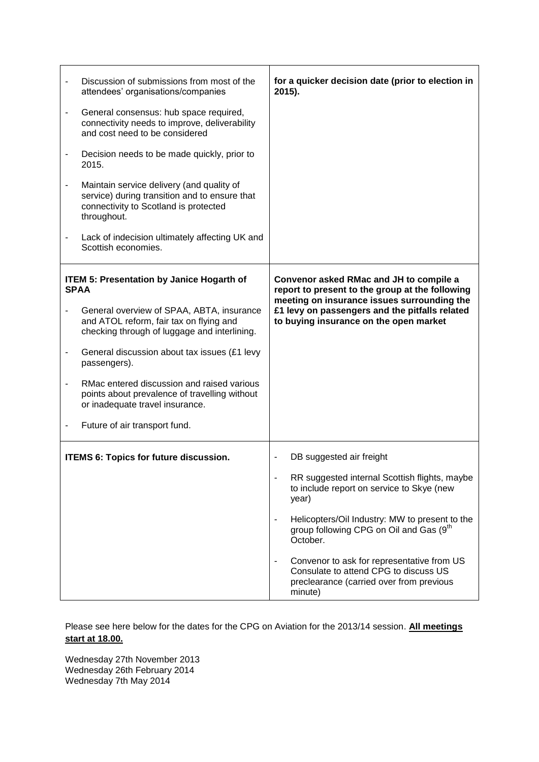| | |
|---|---|
| - Discussion of submissions from most of the attendees' organisations/companies<br><br>- General consensus: hub space required, connectivity needs to improve, deliverability and cost need to be considered<br><br>- Decision needs to be made quickly, prior to 2015.<br><br>- Maintain service delivery (and quality of service) during transition and to ensure that connectivity to Scotland is protected throughout.<br><br>- Lack of indecision ultimately affecting UK and Scottish economies. | **for a quicker decision date (prior to election in 2015).** |
| **ITEM 5: Presentation by Janice Hogarth of SPAA**<br><br>- General overview of SPAA, ABTA, insurance and ATOL reform, fair tax on flying and checking through of luggage and interlining.<br><br>- General discussion about tax issues (£1 levy passengers).<br><br>- RMac entered discussion and raised various points about prevalence of travelling without or inadequate travel insurance.<br><br>- Future of air transport fund. | **Convenor asked RMac and JH to compile a report to present to the group at the following meeting on insurance issues surrounding the £1 levy on passengers and the pitfalls related to buying insurance on the open market** |
| **ITEMS 6: Topics for future discussion.** | - DB suggested air freight<br><br>- RR suggested internal Scottish flights, maybe to include report on service to Skye (new year)<br><br>- Helicopters/Oil Industry: MW to present to the group following CPG on Oil and Gas (9th October.<br><br>- Convenor to ask for representative from US Consulate to attend CPG to discuss US preclearance (carried over from previous minute) |

Please see here below for the dates for the CPG on Aviation for the 2013/14 session. **All meetings start at 18.00.**

Wednesday 27th November 2013
Wednesday 26th February 2014
Wednesday 7th May 2014